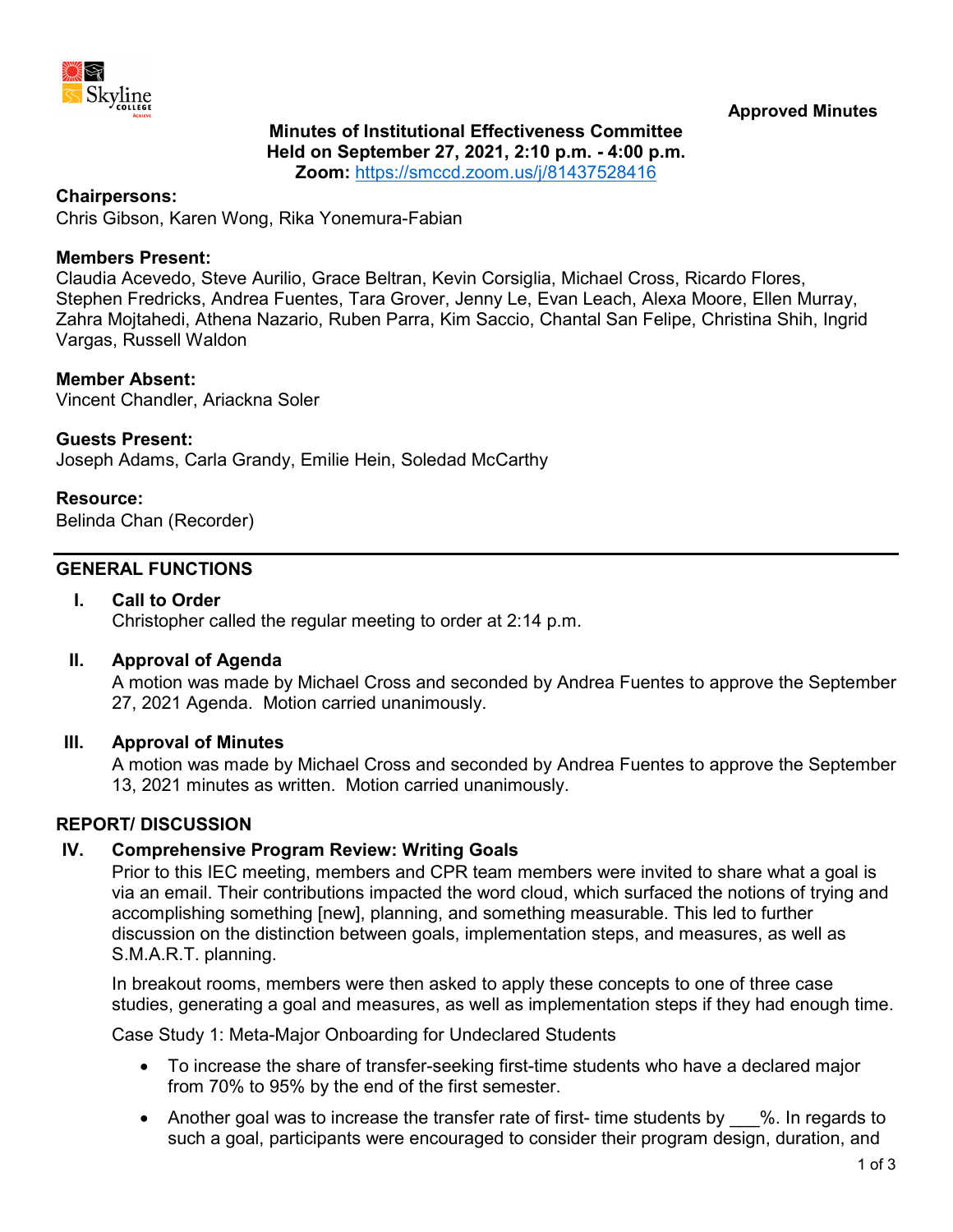**Approved Minutes**

**Minutes of Institutional Effectiveness Committee**
**Held on September 27, 2021, 2:10 p.m. - 4:00 p.m.**
**Zoom:** https://smccd.zoom.us/j/81437528416

**Chairpersons:**
Chris Gibson, Karen Wong, Rika Yonemura-Fabian

**Members Present:**
Claudia Acevedo, Steve Aurilio, Grace Beltran, Kevin Corsiglia, Michael Cross, Ricardo Flores, Stephen Fredricks, Andrea Fuentes, Tara Grover, Jenny Le, Evan Leach, Alexa Moore, Ellen Murray, Zahra Mojtahedi, Athena Nazario, Ruben Parra, Kim Saccio, Chantal San Felipe, Christina Shih, Ingrid Vargas, Russell Waldon

**Member Absent:**
Vincent Chandler, Ariackna Soler

**Guests Present:**
Joseph Adams, Carla Grandy, Emilie Hein, Soledad McCarthy

**Resource:**
Belinda Chan (Recorder)

---

## GENERAL FUNCTIONS

### I. Call to Order

Christopher called the regular meeting to order at 2:14 p.m.

### II. Approval of Agenda

A motion was made by Michael Cross and seconded by Andrea Fuentes to approve the September 27, 2021 Agenda. Motion carried unanimously.

### III. Approval of Minutes

A motion was made by Michael Cross and seconded by Andrea Fuentes to approve the September 13, 2021 minutes as written. Motion carried unanimously.

## REPORT/ DISCUSSION

### IV. Comprehensive Program Review: Writing Goals

Prior to this IEC meeting, members and CPR team members were invited to share what a goal is via an email. Their contributions impacted the word cloud, which surfaced the notions of trying and accomplishing something [new], planning, and something measurable. This led to further discussion on the distinction between goals, implementation steps, and measures, as well as S.M.A.R.T. planning.

In breakout rooms, members were then asked to apply these concepts to one of three case studies, generating a goal and measures, as well as implementation steps if they had enough time.

Case Study 1: Meta-Major Onboarding for Undeclared Students

- To increase the share of transfer-seeking first-time students who have a declared major from 70% to 95% by the end of the first semester.
- Another goal was to increase the transfer rate of first- time students by ___%. In regards to such a goal, participants were encouraged to consider their program design, duration, and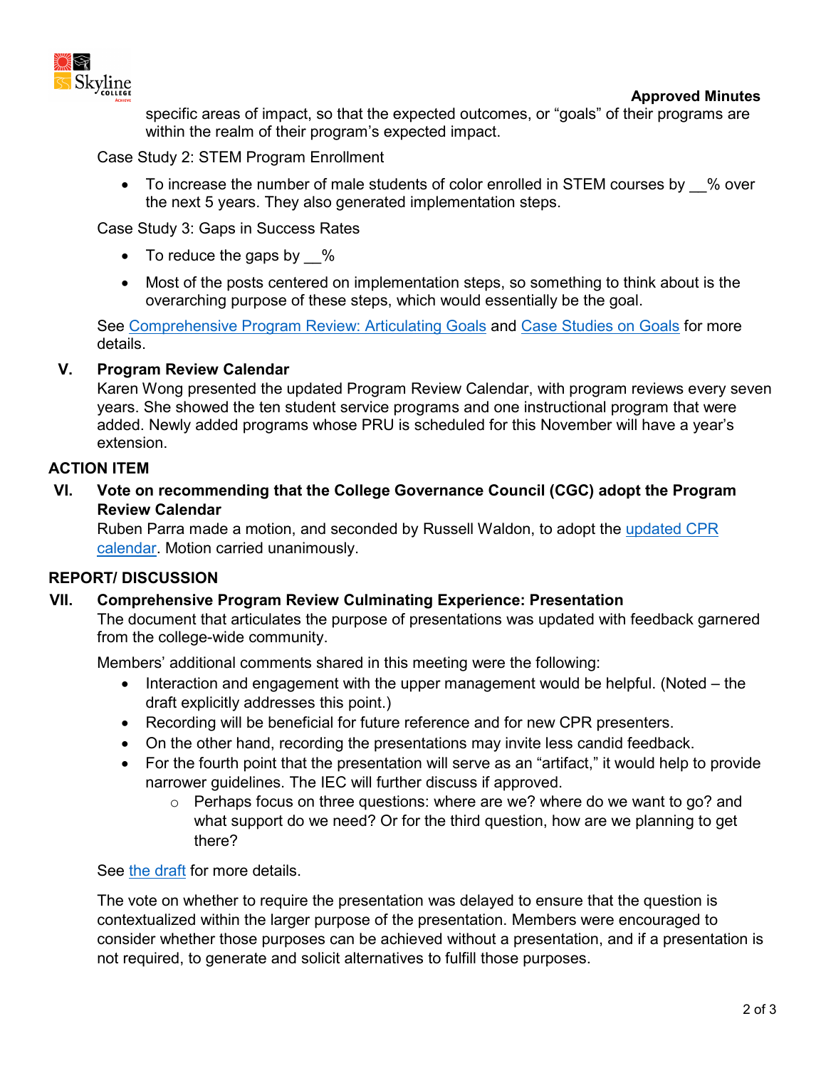specific areas of impact, so that the expected outcomes, or "goals" of their programs are within the realm of their program's expected impact.

Case Study 2: STEM Program Enrollment

- To increase the number of male students of color enrolled in STEM courses by __% over the next 5 years. They also generated implementation steps.

Case Study 3: Gaps in Success Rates

- To reduce the gaps by __%
- Most of the posts centered on implementation steps, so something to think about is the overarching purpose of these steps, which would essentially be the goal.

See Comprehensive Program Review: Articulating Goals and Case Studies on Goals for more details.

## V. Program Review Calendar

Karen Wong presented the updated Program Review Calendar, with program reviews every seven years. She showed the ten student service programs and one instructional program that were added. Newly added programs whose PRU is scheduled for this November will have a year's extension.

## ACTION ITEM

## VI. Vote on recommending that the College Governance Council (CGC) adopt the Program Review Calendar

Ruben Parra made a motion, and seconded by Russell Waldon, to adopt the updated CPR calendar. Motion carried unanimously.

## REPORT/ DISCUSSION

## VII. Comprehensive Program Review Culminating Experience: Presentation

The document that articulates the purpose of presentations was updated with feedback garnered from the college-wide community.

Members' additional comments shared in this meeting were the following:

- Interaction and engagement with the upper management would be helpful. (Noted – the draft explicitly addresses this point.)
- Recording will be beneficial for future reference and for new CPR presenters.
- On the other hand, recording the presentations may invite less candid feedback.
- For the fourth point that the presentation will serve as an "artifact," it would help to provide narrower guidelines. The IEC will further discuss if approved.
  - Perhaps focus on three questions: where are we? where do we want to go? and what support do we need? Or for the third question, how are we planning to get there?

See the draft for more details.

The vote on whether to require the presentation was delayed to ensure that the question is contextualized within the larger purpose of the presentation. Members were encouraged to consider whether those purposes can be achieved without a presentation, and if a presentation is not required, to generate and solicit alternatives to fulfill those purposes.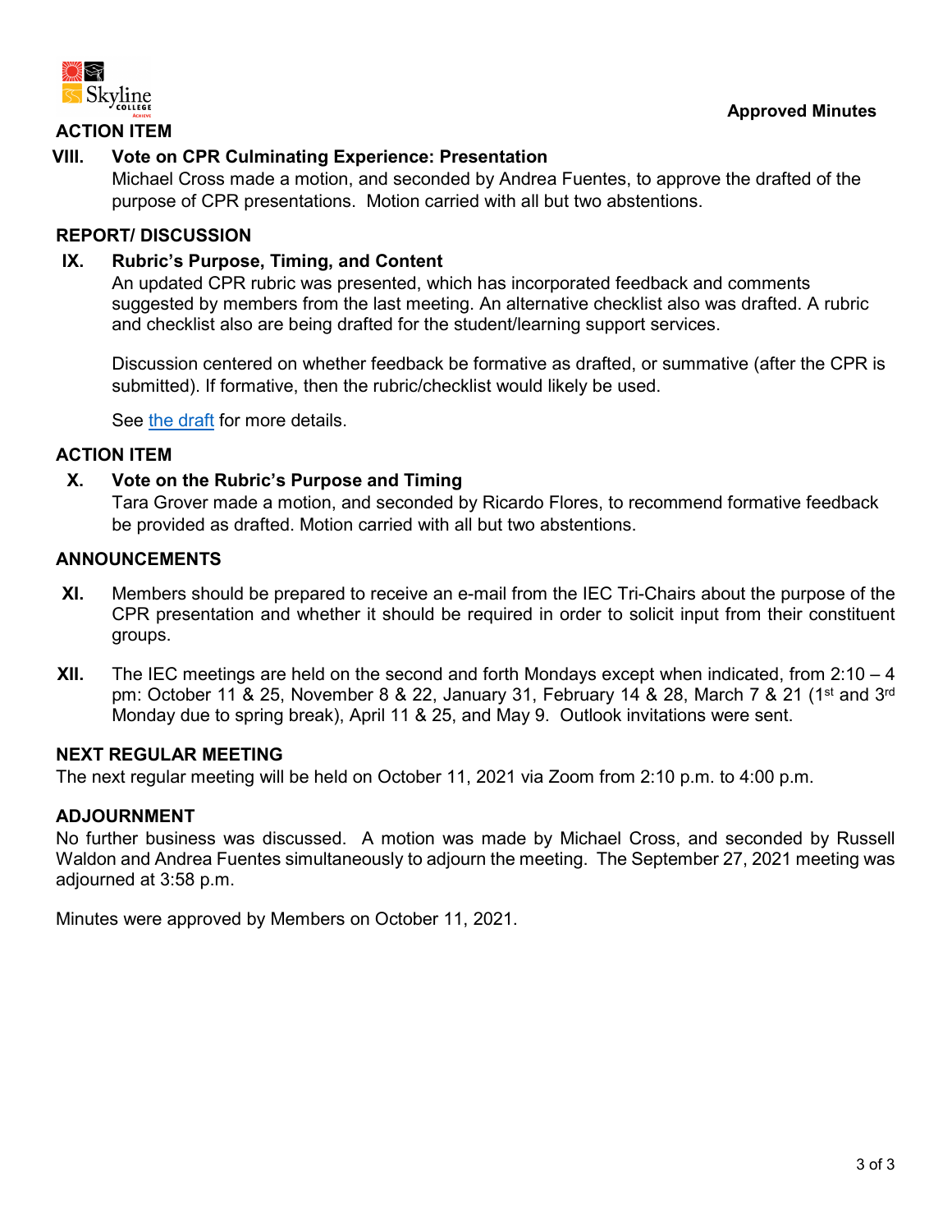**Approved Minutes**

### ACTION ITEM

**VIII. Vote on CPR Culminating Experience: Presentation**

Michael Cross made a motion, and seconded by Andrea Fuentes, to approve the drafted of the purpose of CPR presentations. Motion carried with all but two abstentions.

### REPORT/ DISCUSSION

**IX. Rubric's Purpose, Timing, and Content**

An updated CPR rubric was presented, which has incorporated feedback and comments suggested by members from the last meeting. An alternative checklist also was drafted. A rubric and checklist also are being drafted for the student/learning support services.

Discussion centered on whether feedback be formative as drafted, or summative (after the CPR is submitted). If formative, then the rubric/checklist would likely be used.

See the draft for more details.

### ACTION ITEM

**X. Vote on the Rubric's Purpose and Timing**

Tara Grover made a motion, and seconded by Ricardo Flores, to recommend formative feedback be provided as drafted. Motion carried with all but two abstentions.

### ANNOUNCEMENTS

**XI.** Members should be prepared to receive an e-mail from the IEC Tri-Chairs about the purpose of the CPR presentation and whether it should be required in order to solicit input from their constituent groups.

**XII.** The IEC meetings are held on the second and forth Mondays except when indicated, from 2:10 – 4 pm: October 11 & 25, November 8 & 22, January 31, February 14 & 28, March 7 & 21 (1st and 3rd Monday due to spring break), April 11 & 25, and May 9. Outlook invitations were sent.

### NEXT REGULAR MEETING

The next regular meeting will be held on October 11, 2021 via Zoom from 2:10 p.m. to 4:00 p.m.

### ADJOURNMENT

No further business was discussed. A motion was made by Michael Cross, and seconded by Russell Waldon and Andrea Fuentes simultaneously to adjourn the meeting. The September 27, 2021 meeting was adjourned at 3:58 p.m.

Minutes were approved by Members on October 11, 2021.